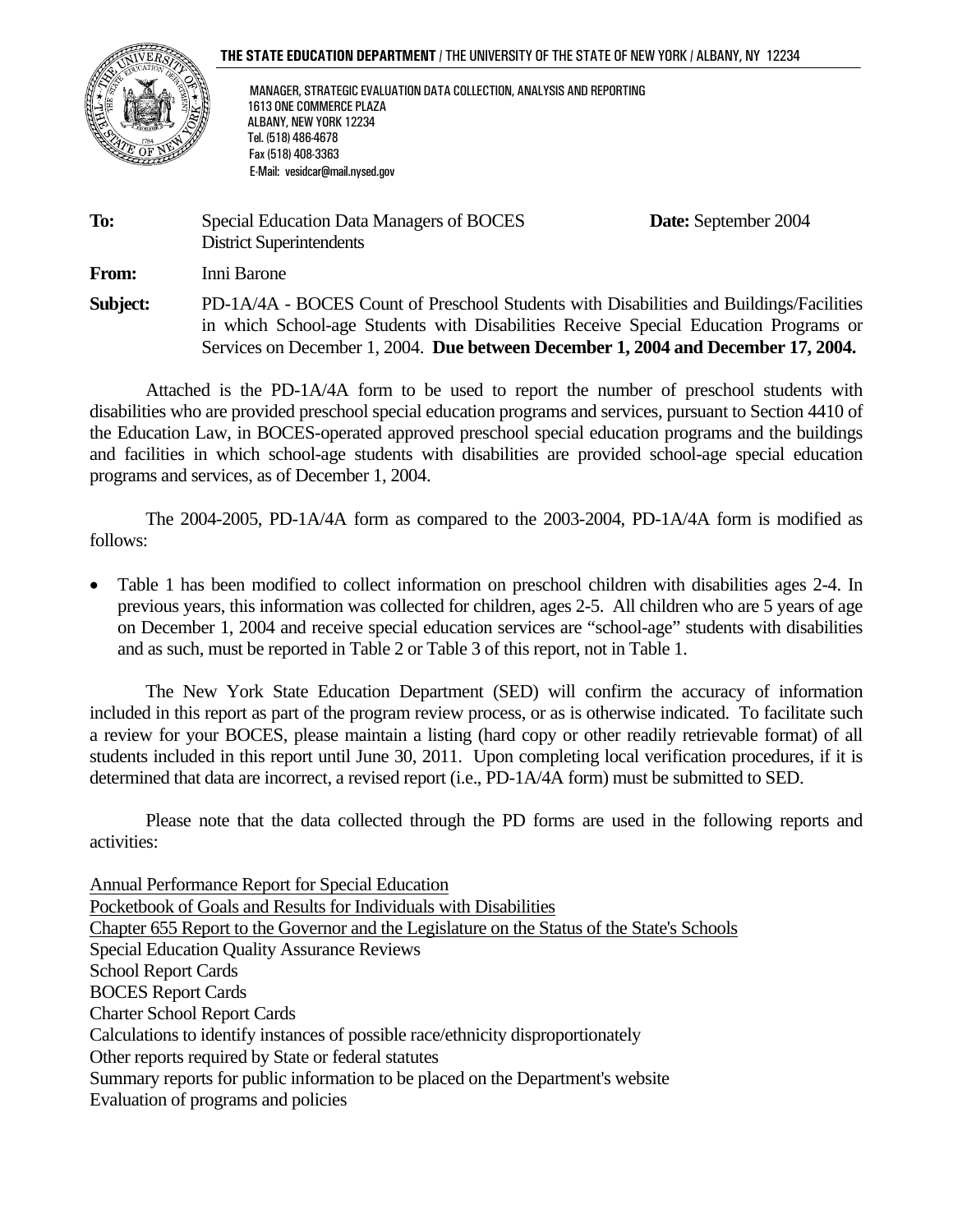**THE STATE EDUCATION DEPARTMENT** / THE UNIVERSITY OF THE STATE OF NEW YORK / ALBANY, NY 12234

MANAGER, STRATEGIC EVALUATION DATA COLLECTION, ANALYSIS AND REPORTING
1613 ONE COMMERCE PLAZA
ALBANY, NEW YORK 12234
Tel. (518) 486-4678
Fax (518) 408-3363
E-Mail: vesidcar@mail.nysed.gov

**To:** Special Education Data Managers of BOCES District Superintendents **Date:** September 2004

**From:** Inni Barone

**Subject:** PD-1A/4A - BOCES Count of Preschool Students with Disabilities and Buildings/Facilities in which School-age Students with Disabilities Receive Special Education Programs or Services on December 1, 2004. **Due between December 1, 2004 and December 17, 2004.**

Attached is the PD-1A/4A form to be used to report the number of preschool students with disabilities who are provided preschool special education programs and services, pursuant to Section 4410 of the Education Law, in BOCES-operated approved preschool special education programs and the buildings and facilities in which school-age students with disabilities are provided school-age special education programs and services, as of December 1, 2004.

The 2004-2005, PD-1A/4A form as compared to the 2003-2004, PD-1A/4A form is modified as follows:

- Table 1 has been modified to collect information on preschool children with disabilities ages 2-4. In previous years, this information was collected for children, ages 2-5. All children who are 5 years of age on December 1, 2004 and receive special education services are "school-age" students with disabilities and as such, must be reported in Table 2 or Table 3 of this report, not in Table 1.

The New York State Education Department (SED) will confirm the accuracy of information included in this report as part of the program review process, or as is otherwise indicated. To facilitate such a review for your BOCES, please maintain a listing (hard copy or other readily retrievable format) of all students included in this report until June 30, 2011. Upon completing local verification procedures, if it is determined that data are incorrect, a revised report (i.e., PD-1A/4A form) must be submitted to SED.

Please note that the data collected through the PD forms are used in the following reports and activities:

Annual Performance Report for Special Education
Pocketbook of Goals and Results for Individuals with Disabilities
Chapter 655 Report to the Governor and the Legislature on the Status of the State's Schools
Special Education Quality Assurance Reviews
School Report Cards
BOCES Report Cards
Charter School Report Cards
Calculations to identify instances of possible race/ethnicity disproportionately
Other reports required by State or federal statutes
Summary reports for public information to be placed on the Department's website
Evaluation of programs and policies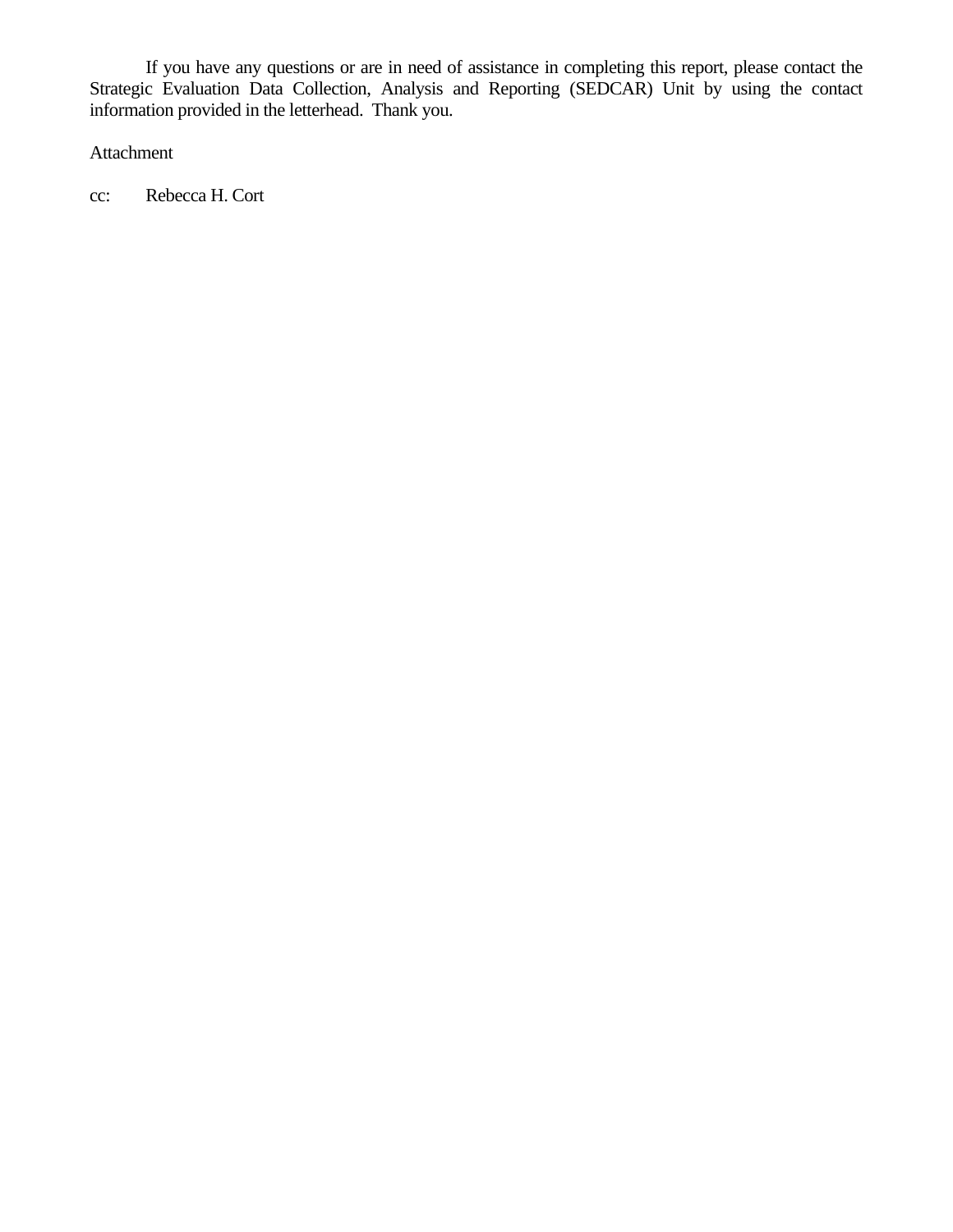If you have any questions or are in need of assistance in completing this report, please contact the Strategic Evaluation Data Collection, Analysis and Reporting (SEDCAR) Unit by using the contact information provided in the letterhead. Thank you.

Attachment

cc: Rebecca H. Cort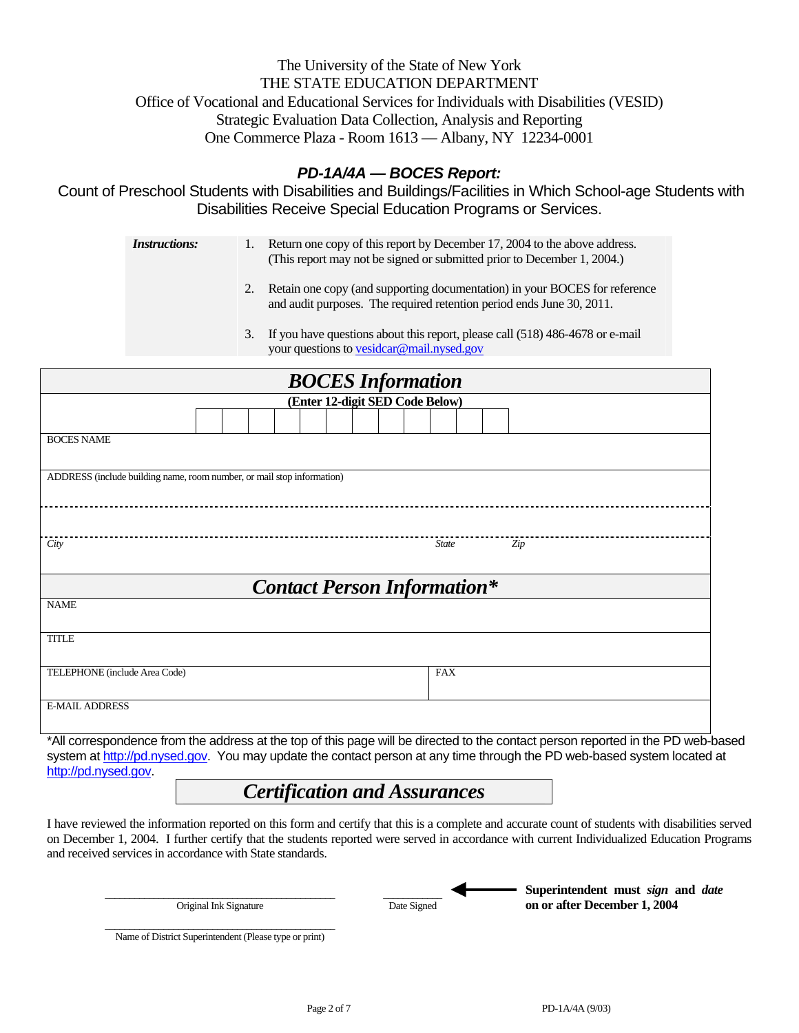The University of the State of New York
THE STATE EDUCATION DEPARTMENT
Office of Vocational and Educational Services for Individuals with Disabilities (VESID)
Strategic Evaluation Data Collection, Analysis and Reporting
One Commerce Plaza - Room 1613 — Albany, NY 12234-0001

## *PD-1A/4A — BOCES Report:*

Count of Preschool Students with Disabilities and Buildings/Facilities in Which School-age Students with Disabilities Receive Special Education Programs or Services.

***Instructions:***

1. Return one copy of this report by December 17, 2004 to the above address. (This report may not be signed or submitted prior to December 1, 2004.)
2. Retain one copy (and supporting documentation) in your BOCES for reference and audit purposes. The required retention period ends June 30, 2011.
3. If you have questions about this report, please call (518) 486-4678 or e-mail your questions to vesidcar@mail.nysed.gov

## *BOCES Information*

**(Enter 12-digit SED Code Below)**

| | | | | | | | | | | | |
|---|---|---|---|---|---|---|---|---|---|---|---|
| | | | | | | | | | | | |

BOCES NAME

ADDRESS (include building name, room number, or mail stop information)

*City* *State* *Zip*

## *Contact Person Information**

NAME

TITLE

TELEPHONE (include Area Code) FAX

E-MAIL ADDRESS

*All correspondence from the address at the top of this page will be directed to the contact person reported in the PD web-based system at http://pd.nysed.gov. You may update the contact person at any time through the PD web-based system located at http://pd.nysed.gov.

## *Certification and Assurances*

I have reviewed the information reported on this form and certify that this is a complete and accurate count of students with disabilities served on December 1, 2004. I further certify that the students reported were served in accordance with current Individualized Education Programs and received services in accordance with State standards.

\_\_\_\_\_\_\_\_\_\_\_\_\_\_\_\_\_\_\_\_\_\_\_\_\_\_\_\_\_\_\_\_
Original Ink Signature

\_\_\_\_\_\_\_\_\_\_
Date Signed

**Superintendent must *sign* and *date* on or after December 1, 2004**

\_\_\_\_\_\_\_\_\_\_\_\_\_\_\_\_\_\_\_\_\_\_\_\_\_\_\_\_\_\_\_\_
Name of District Superintendent (Please type or print)

PD-1A/4A (9/03)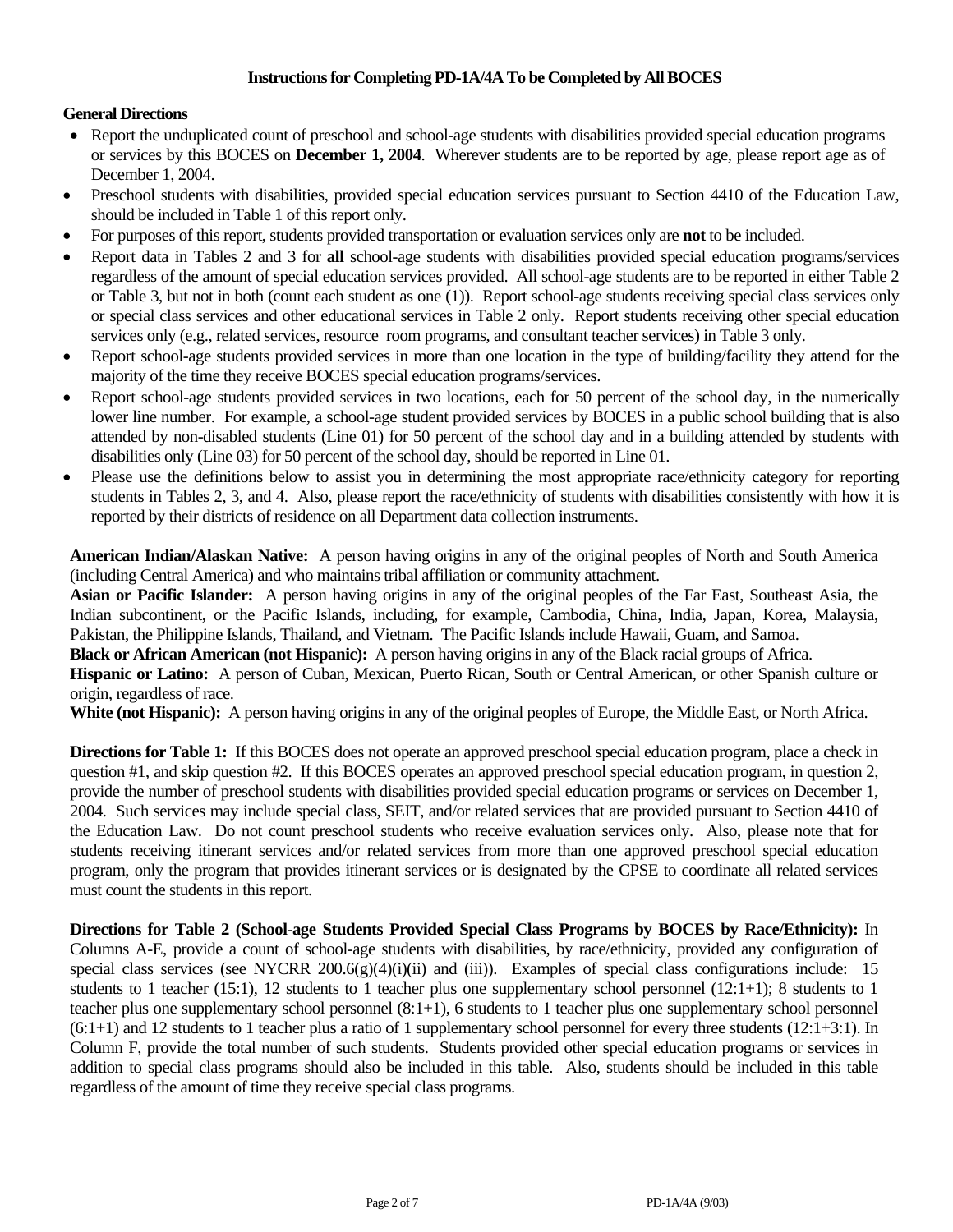### Instructions for Completing PD-1A/4A To be Completed by All BOCES

**General Directions**

- Report the unduplicated count of preschool and school-age students with disabilities provided special education programs or services by this BOCES on **December 1, 2004**. Wherever students are to be reported by age, please report age as of December 1, 2004.
- Preschool students with disabilities, provided special education services pursuant to Section 4410 of the Education Law, should be included in Table 1 of this report only.
- For purposes of this report, students provided transportation or evaluation services only are **not** to be included.
- Report data in Tables 2 and 3 for **all** school-age students with disabilities provided special education programs/services regardless of the amount of special education services provided. All school-age students are to be reported in either Table 2 or Table 3, but not in both (count each student as one (1)). Report school-age students receiving special class services only or special class services and other educational services in Table 2 only. Report students receiving other special education services only (e.g., related services, resource room programs, and consultant teacher services) in Table 3 only.
- Report school-age students provided services in more than one location in the type of building/facility they attend for the majority of the time they receive BOCES special education programs/services.
- Report school-age students provided services in two locations, each for 50 percent of the school day, in the numerically lower line number. For example, a school-age student provided services by BOCES in a public school building that is also attended by non-disabled students (Line 01) for 50 percent of the school day and in a building attended by students with disabilities only (Line 03) for 50 percent of the school day, should be reported in Line 01.
- Please use the definitions below to assist you in determining the most appropriate race/ethnicity category for reporting students in Tables 2, 3, and 4. Also, please report the race/ethnicity of students with disabilities consistently with how it is reported by their districts of residence on all Department data collection instruments.

**American Indian/Alaskan Native:** A person having origins in any of the original peoples of North and South America (including Central America) and who maintains tribal affiliation or community attachment.
**Asian or Pacific Islander:** A person having origins in any of the original peoples of the Far East, Southeast Asia, the Indian subcontinent, or the Pacific Islands, including, for example, Cambodia, China, India, Japan, Korea, Malaysia, Pakistan, the Philippine Islands, Thailand, and Vietnam. The Pacific Islands include Hawaii, Guam, and Samoa.
**Black or African American (not Hispanic):** A person having origins in any of the Black racial groups of Africa.
**Hispanic or Latino:** A person of Cuban, Mexican, Puerto Rican, South or Central American, or other Spanish culture or origin, regardless of race.
**White (not Hispanic):** A person having origins in any of the original peoples of Europe, the Middle East, or North Africa.

**Directions for Table 1:** If this BOCES does not operate an approved preschool special education program, place a check in question #1, and skip question #2. If this BOCES operates an approved preschool special education program, in question 2, provide the number of preschool students with disabilities provided special education programs or services on December 1, 2004. Such services may include special class, SEIT, and/or related services that are provided pursuant to Section 4410 of the Education Law. Do not count preschool students who receive evaluation services only. Also, please note that for students receiving itinerant services and/or related services from more than one approved preschool special education program, only the program that provides itinerant services or is designated by the CPSE to coordinate all related services must count the students in this report.

**Directions for Table 2 (School-age Students Provided Special Class Programs by BOCES by Race/Ethnicity):** In Columns A-E, provide a count of school-age students with disabilities, by race/ethnicity, provided any configuration of special class services (see NYCRR 200.6(g)(4)(i)(ii) and (iii)). Examples of special class configurations include: 15 students to 1 teacher (15:1), 12 students to 1 teacher plus one supplementary school personnel (12:1+1); 8 students to 1 teacher plus one supplementary school personnel (8:1+1), 6 students to 1 teacher plus one supplementary school personnel (6:1+1) and 12 students to 1 teacher plus a ratio of 1 supplementary school personnel for every three students (12:1+3:1). In Column F, provide the total number of such students. Students provided other special education programs or services in addition to special class programs should also be included in this table. Also, students should be included in this table regardless of the amount of time they receive special class programs.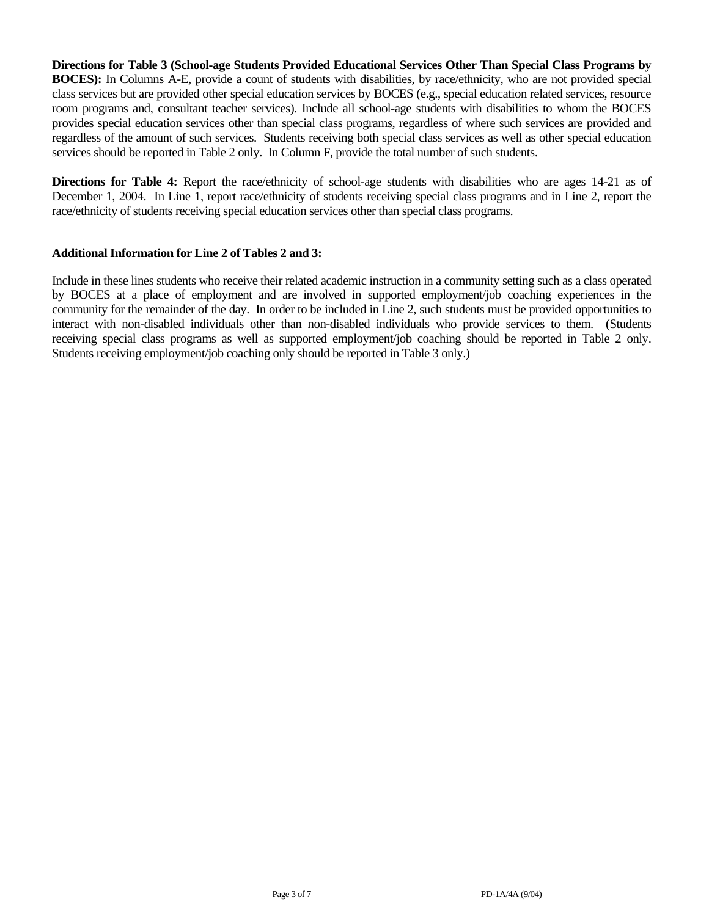**Directions for Table 3 (School-age Students Provided Educational Services Other Than Special Class Programs by BOCES):** In Columns A-E, provide a count of students with disabilities, by race/ethnicity, who are not provided special class services but are provided other special education services by BOCES (e.g., special education related services, resource room programs and, consultant teacher services). Include all school-age students with disabilities to whom the BOCES provides special education services other than special class programs, regardless of where such services are provided and regardless of the amount of such services. Students receiving both special class services as well as other special education services should be reported in Table 2 only. In Column F, provide the total number of such students.

**Directions for Table 4:** Report the race/ethnicity of school-age students with disabilities who are ages 14-21 as of December 1, 2004. In Line 1, report race/ethnicity of students receiving special class programs and in Line 2, report the race/ethnicity of students receiving special education services other than special class programs.

**Additional Information for Line 2 of Tables 2 and 3:**

Include in these lines students who receive their related academic instruction in a community setting such as a class operated by BOCES at a place of employment and are involved in supported employment/job coaching experiences in the community for the remainder of the day. In order to be included in Line 2, such students must be provided opportunities to interact with non-disabled individuals other than non-disabled individuals who provide services to them. (Students receiving special class programs as well as supported employment/job coaching should be reported in Table 2 only. Students receiving employment/job coaching only should be reported in Table 3 only.)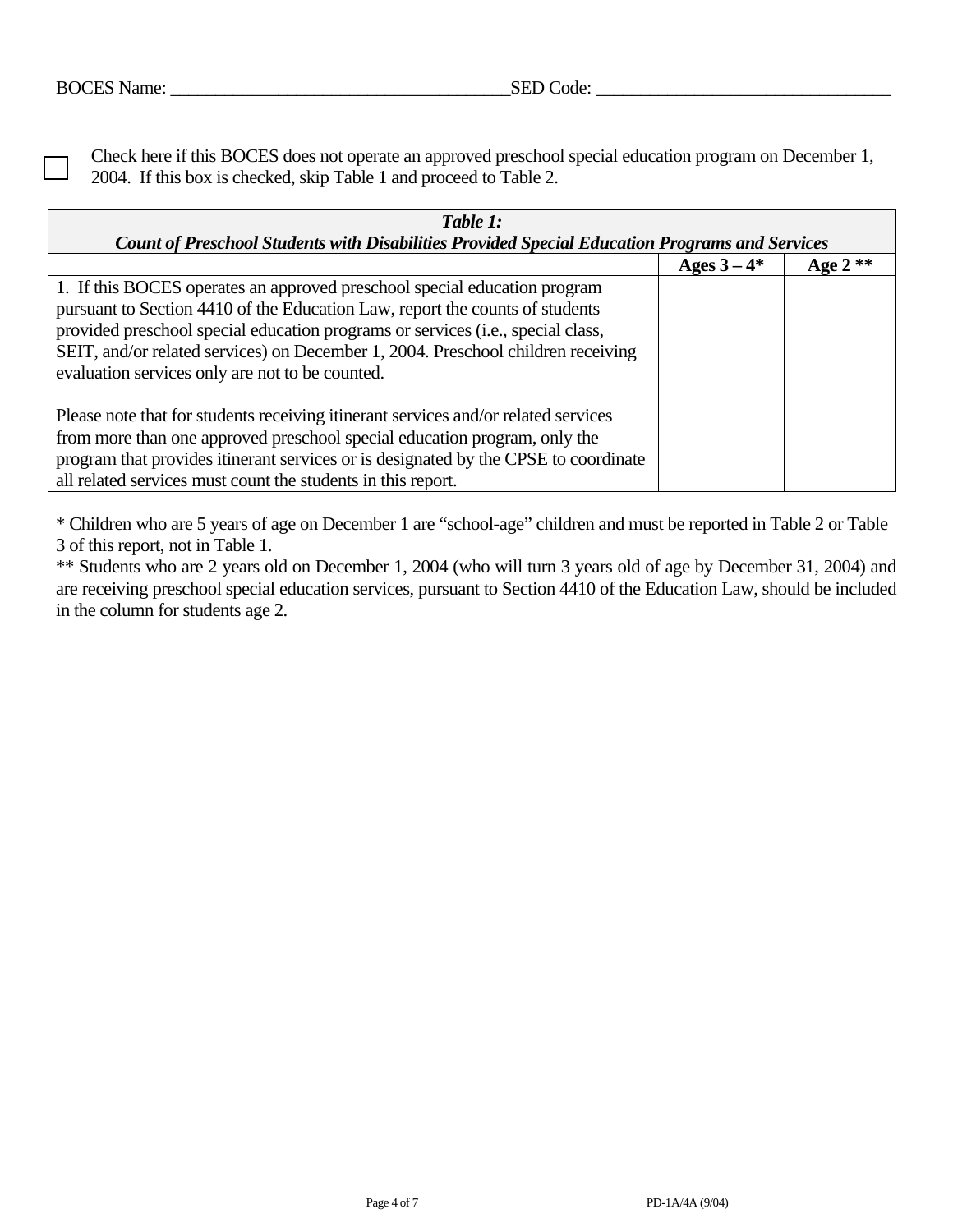BOCES Name: ______________________________________SED Code: _________________________________

☐ Check here if this BOCES does not operate an approved preschool special education program on December 1, 2004. If this box is checked, skip Table 1 and proceed to Table 2.

| ***Table 1:*** ***Count of Preschool Students with Disabilities Provided Special Education Programs and Services*** | | |
|---|---|---|
| | **Ages 3 – 4*** | **Age 2 **** |
| 1. If this BOCES operates an approved preschool special education program pursuant to Section 4410 of the Education Law, report the counts of students provided preschool special education programs or services (i.e., special class, SEIT, and/or related services) on December 1, 2004. Preschool children receiving evaluation services only are not to be counted.<br><br>Please note that for students receiving itinerant services and/or related services from more than one approved preschool special education program, only the program that provides itinerant services or is designated by the CPSE to coordinate all related services must count the students in this report. | | |

* Children who are 5 years of age on December 1 are "school-age" children and must be reported in Table 2 or Table 3 of this report, not in Table 1.

** Students who are 2 years old on December 1, 2004 (who will turn 3 years old of age by December 31, 2004) and are receiving preschool special education services, pursuant to Section 4410 of the Education Law, should be included in the column for students age 2.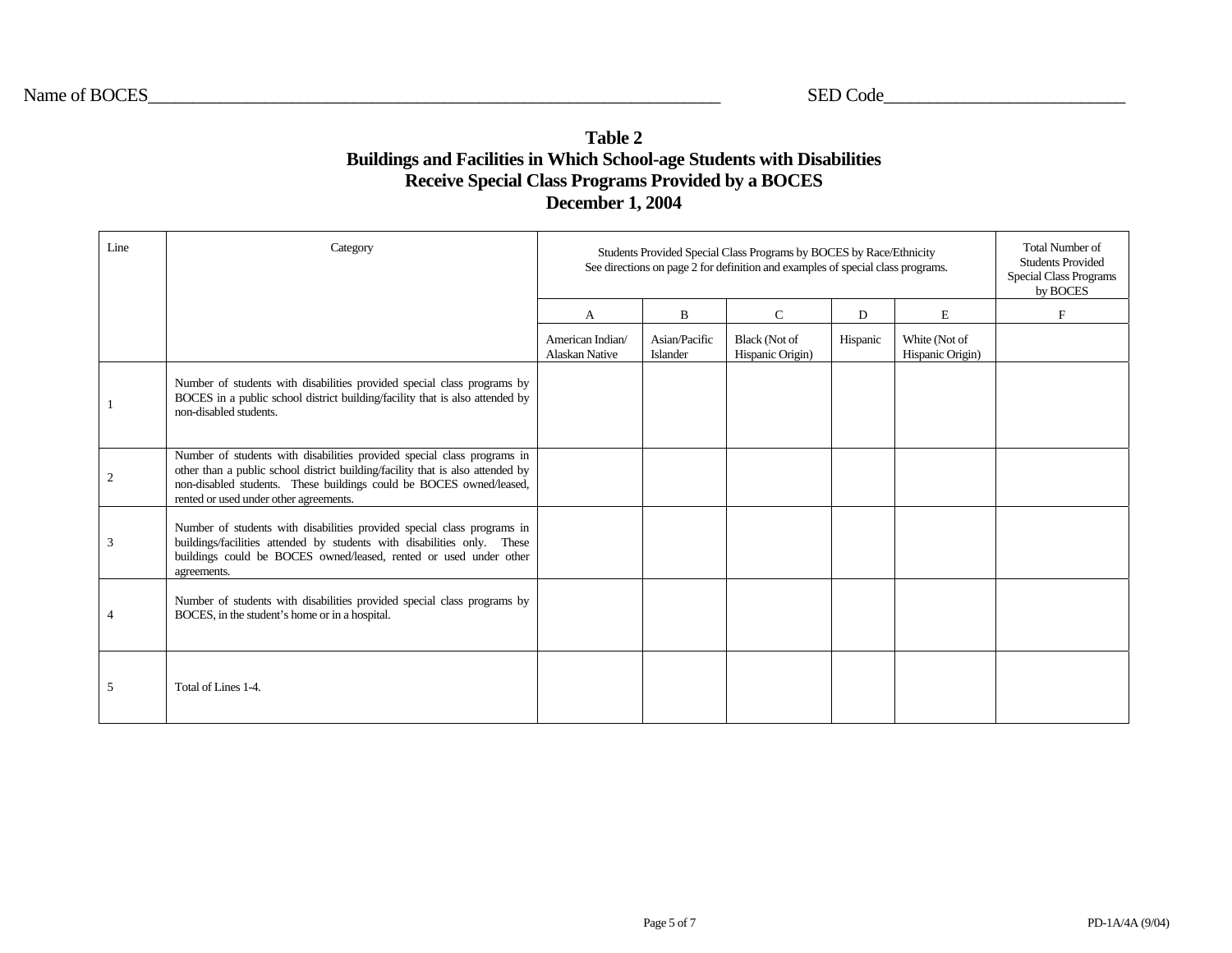Name of BOCES________________________________________ SED Code__________________________

## Table 2
## Buildings and Facilities in Which School-age Students with Disabilities Receive Special Class Programs Provided by a BOCES
## December 1, 2004

| Line | Category | Students Provided Special Class Programs by BOCES by Race/Ethnicity See directions on page 2 for definition and examples of special class programs. | | | | | Total Number of Students Provided Special Class Programs by BOCES |
|---|---|---|---|---|---|---|---|
| | | A | B | C | D | E | F |
| | | American Indian/ Alaskan Native | Asian/Pacific Islander | Black (Not of Hispanic Origin) | Hispanic | White (Not of Hispanic Origin) | |
| 1 | Number of students with disabilities provided special class programs by BOCES in a public school district building/facility that is also attended by non-disabled students. | | | | | | |
| 2 | Number of students with disabilities provided special class programs in other than a public school district building/facility that is also attended by non-disabled students. These buildings could be BOCES owned/leased, rented or used under other agreements. | | | | | | |
| 3 | Number of students with disabilities provided special class programs in buildings/facilities attended by students with disabilities only. These buildings could be BOCES owned/leased, rented or used under other agreements. | | | | | | |
| 4 | Number of students with disabilities provided special class programs by BOCES, in the student's home or in a hospital. | | | | | | |
| 5 | Total of Lines 1-4. | | | | | | |

PD-1A/4A (9/04)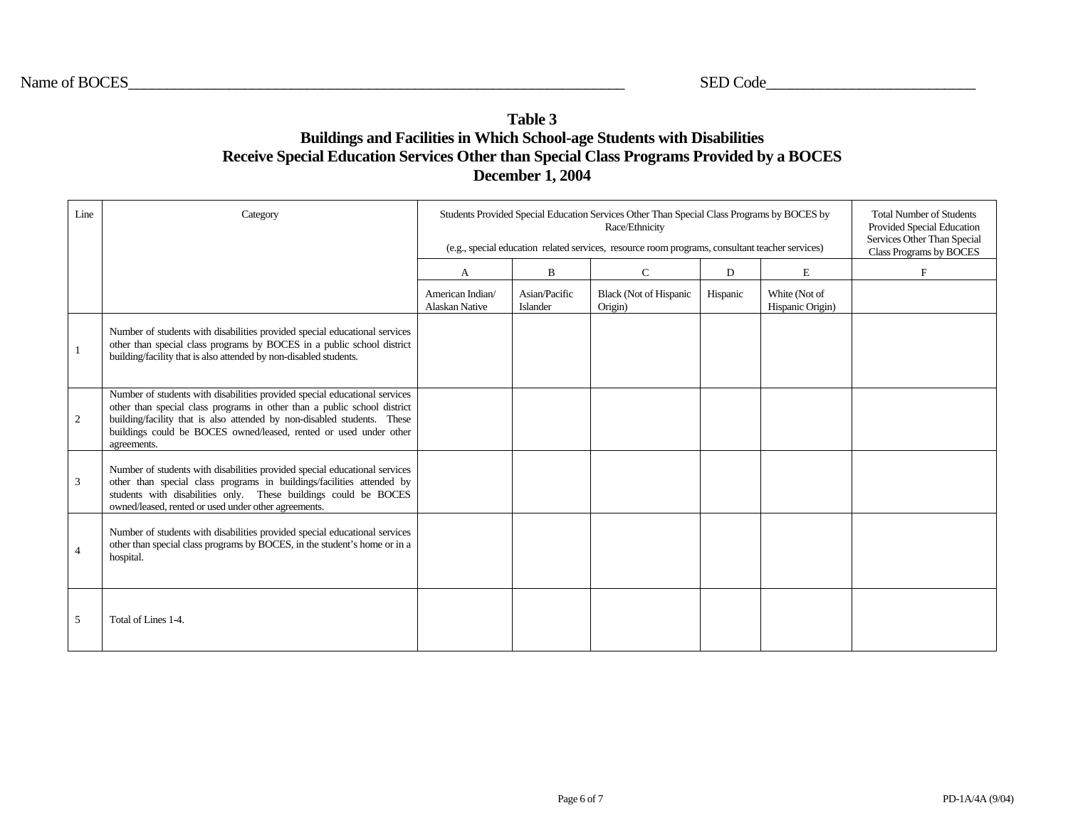Name of BOCES\_\_\_\_\_\_\_\_\_\_\_\_\_\_\_\_\_\_\_\_\_\_\_\_\_\_\_\_\_\_\_\_\_\_\_\_\_\_\_\_\_\_\_\_\_\_\_\_\_\_\_\_\_\_\_\_\_\_\_\_\_\_\_\_ SED Code\_\_\_\_\_\_\_\_\_\_\_\_\_\_\_\_\_\_\_\_\_\_\_\_\_\_\_

# Table 3
## Buildings and Facilities in Which School-age Students with Disabilities Receive Special Education Services Other than Special Class Programs Provided by a BOCES
## December 1, 2004

| Line | Category | Students Provided Special Education Services Other Than Special Class Programs by BOCES by Race/Ethnicity (e.g., special education related services, resource room programs, consultant teacher services) | | | | | Total Number of Students Provided Special Education Services Other Than Special Class Programs by BOCES |
|---|---|---|---|---|---|---|---|
| | | A | B | C | D | E | F |
| | | American Indian/ Alaskan Native | Asian/Pacific Islander | Black (Not of Hispanic Origin) | Hispanic | White (Not of Hispanic Origin) | |
| 1 | Number of students with disabilities provided special educational services other than special class programs by BOCES in a public school district building/facility that is also attended by non-disabled students. | | | | | | |
| 2 | Number of students with disabilities provided special educational services other than special class programs in other than a public school district building/facility that is also attended by non-disabled students. These buildings could be BOCES owned/leased, rented or used under other agreements. | | | | | | |
| 3 | Number of students with disabilities provided special educational services other than special class programs in buildings/facilities attended by students with disabilities only. These buildings could be BOCES owned/leased, rented or used under other agreements. | | | | | | |
| 4 | Number of students with disabilities provided special educational services other than special class programs by BOCES, in the student's home or in a hospital. | | | | | | |
| 5 | Total of Lines 1-4. | | | | | | |

PD-1A/4A (9/04)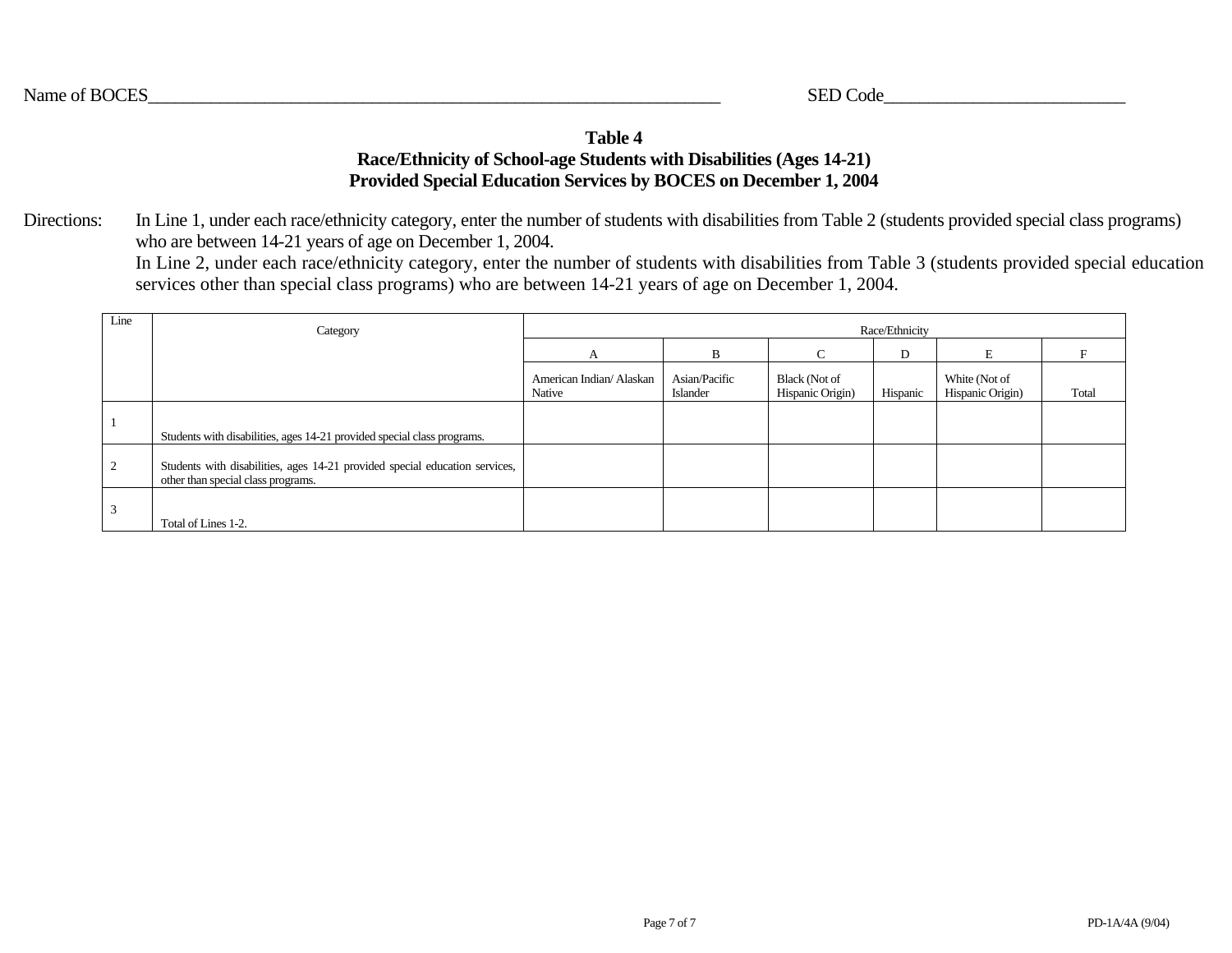Name of BOCES_______________________________________________________________ SED Code__________________________

**Table 4**
**Race/Ethnicity of School-age Students with Disabilities (Ages 14-21)**
**Provided Special Education Services by BOCES on December 1, 2004**

Directions: In Line 1, under each race/ethnicity category, enter the number of students with disabilities from Table 2 (students provided special class programs) who are between 14-21 years of age on December 1, 2004.
In Line 2, under each race/ethnicity category, enter the number of students with disabilities from Table 3 (students provided special education services other than special class programs) who are between 14-21 years of age on December 1, 2004.

| Line | Category | Race/Ethnicity | | | | | |
|---|---|---|---|---|---|---|---|
| | | A | B | C | D | E | F |
| | | American Indian/ Alaskan Native | Asian/Pacific Islander | Black (Not of Hispanic Origin) | Hispanic | White (Not of Hispanic Origin) | Total |
| 1 | Students with disabilities, ages 14-21 provided special class programs. | | | | | | |
| 2 | Students with disabilities, ages 14-21 provided special education services, other than special class programs. | | | | | | |
| 3 | Total of Lines 1-2. | | | | | | |

PD-1A/4A (9/04)